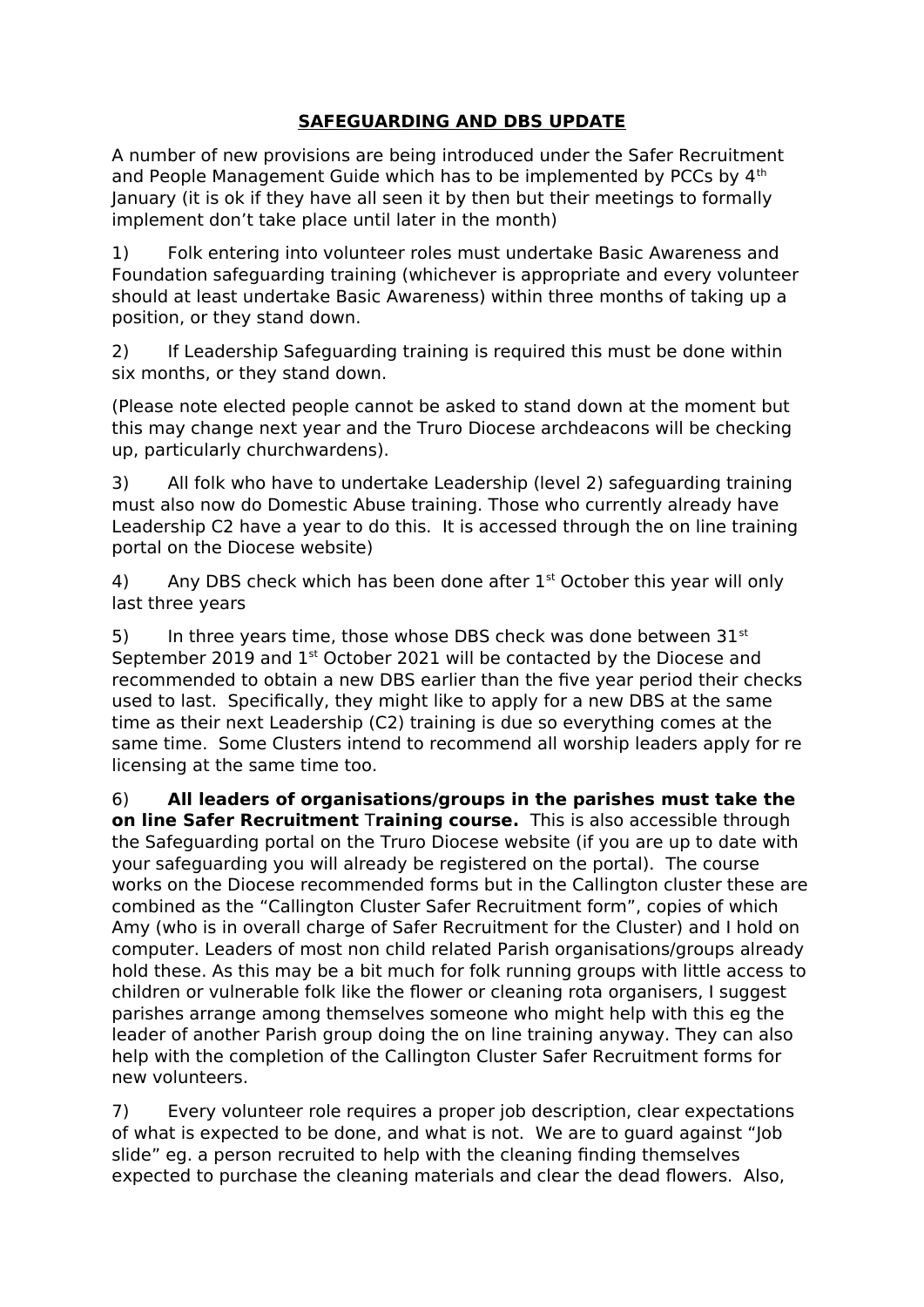# SAFEGUARDING AND DBS UPDATE

A number of new provisions are being introduced under the Safer Recruitment and People Management Guide which has to be implemented by PCCs by 4th January (it is ok if they have all seen it by then but their meetings to formally implement don't take place until later in the month)

1) Folk entering into volunteer roles must undertake Basic Awareness and Foundation safeguarding training (whichever is appropriate and every volunteer should at least undertake Basic Awareness) within three months of taking up a position, or they stand down.

2) If Leadership Safeguarding training is required this must be done within six months, or they stand down.

(Please note elected people cannot be asked to stand down at the moment but this may change next year and the Truro Diocese archdeacons will be checking up, particularly churchwardens).

3) All folk who have to undertake Leadership (level 2) safeguarding training must also now do Domestic Abuse training. Those who currently already have Leadership C2 have a year to do this. It is accessed through the on line training portal on the Diocese website)

4) Any DBS check which has been done after 1st October this year will only last three years

5) In three years time, those whose DBS check was done between 31st September 2019 and 1st October 2021 will be contacted by the Diocese and recommended to obtain a new DBS earlier than the five year period their checks used to last. Specifically, they might like to apply for a new DBS at the same time as their next Leadership (C2) training is due so everything comes at the same time. Some Clusters intend to recommend all worship leaders apply for re licensing at the same time too.

6) **All leaders of organisations/groups in the parishes must take the on line Safer Recruitment Training course.** This is also accessible through the Safeguarding portal on the Truro Diocese website (if you are up to date with your safeguarding you will already be registered on the portal). The course works on the Diocese recommended forms but in the Callington cluster these are combined as the "Callington Cluster Safer Recruitment form", copies of which Amy (who is in overall charge of Safer Recruitment for the Cluster) and I hold on computer. Leaders of most non child related Parish organisations/groups already hold these. As this may be a bit much for folk running groups with little access to children or vulnerable folk like the flower or cleaning rota organisers, I suggest parishes arrange among themselves someone who might help with this eg the leader of another Parish group doing the on line training anyway. They can also help with the completion of the Callington Cluster Safer Recruitment forms for new volunteers.

7) Every volunteer role requires a proper job description, clear expectations of what is expected to be done, and what is not. We are to guard against "Job slide" eg. a person recruited to help with the cleaning finding themselves expected to purchase the cleaning materials and clear the dead flowers. Also,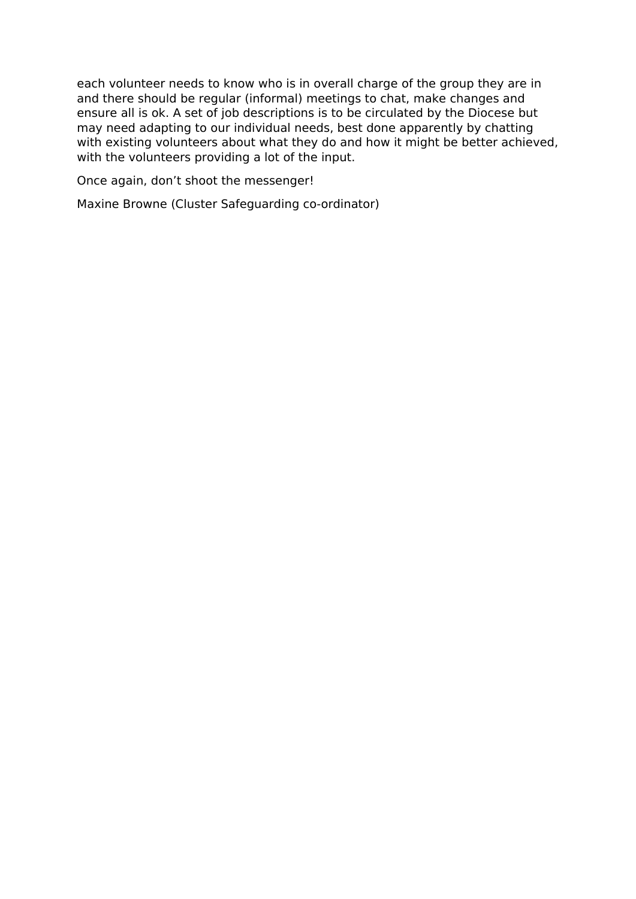each volunteer needs to know who is in overall charge of the group they are in and there should be regular (informal) meetings to chat, make changes and ensure all is ok. A set of job descriptions is to be circulated by the Diocese but may need adapting to our individual needs, best done apparently by chatting with existing volunteers about what they do and how it might be better achieved, with the volunteers providing a lot of the input.

Once again, don't shoot the messenger!

Maxine Browne (Cluster Safeguarding co-ordinator)